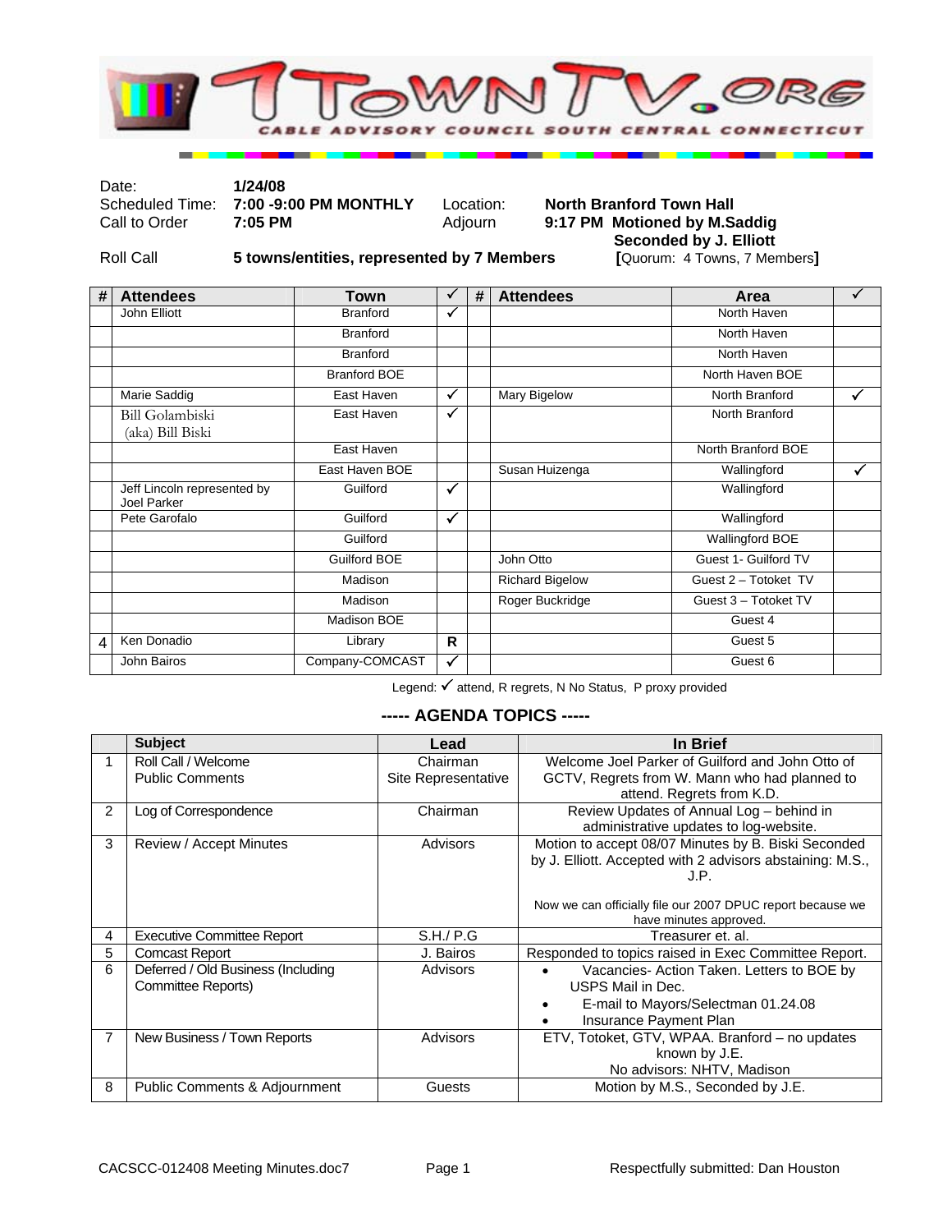# 1TOWNTV.ORG

CABLE ADVISORY COUNCIL SOUTH CENTRAL CONNECTICUT

| | | | |
|---|---|---|---|
| Date: | **1/24/08** | | |
| Scheduled Time: | **7:00 -9:00 PM MONTHLY** | Location: | **North Branford Town Hall** |
| Call to Order | **7:05 PM** | Adjourn | **9:17 PM Motioned by M.Saddig Seconded by J. Elliott** |
| Roll Call | **5 towns/entities, represented by 7 Members** | | **[**Quorum: 4 Towns, 7 Members**]** |

| # | Attendees | Town | ✓ | # | Attendees | Area | ✓ |
|---|---|---|---|---|---|---|---|
| | John Elliott | Branford | ✓ | | | North Haven | |
| | | Branford | | | | North Haven | |
| | | Branford | | | | North Haven | |
| | | Branford BOE | | | | North Haven BOE | |
| | Marie Saddig | East Haven | ✓ | | Mary Bigelow | North Branford | ✓ |
| | Bill Golambiski (aka) Bill Biski | East Haven | ✓ | | | North Branford | |
| | | East Haven | | | | North Branford BOE | |
| | | East Haven BOE | | | Susan Huizenga | Wallingford | ✓ |
| | Jeff Lincoln represented by Joel Parker | Guilford | ✓ | | | Wallingford | |
| | Pete Garofalo | Guilford | ✓ | | | Wallingford | |
| | | Guilford | | | | Wallingford BOE | |
| | | Guilford BOE | | | John Otto | Guest 1- Guilford TV | |
| | | Madison | | | Richard Bigelow | Guest 2 – Totoket TV | |
| | | Madison | | | Roger Buckridge | Guest 3 – Totoket TV | |
| | | Madison BOE | | | | Guest 4 | |
| 4 | Ken Donadio | Library | R | | | Guest 5 | |
| | John Bairos | Company-COMCAST | ✓ | | | Guest 6 | |

Legend: ✓ attend, R regrets, N No Status, P proxy provided

## ----- AGENDA TOPICS -----

| | Subject | Lead | In Brief |
|---|---|---|---|
| 1 | Roll Call / Welcome<br>Public Comments | Chairman<br>Site Representative | Welcome Joel Parker of Guilford and John Otto of GCTV, Regrets from W. Mann who had planned to attend. Regrets from K.D. |
| 2 | Log of Correspondence | Chairman | Review Updates of Annual Log – behind in administrative updates to log-website. |
| 3 | Review / Accept Minutes | Advisors | Motion to accept 08/07 Minutes by B. Biski Seconded by J. Elliott. Accepted with 2 advisors abstaining: M.S., J.P.<br><br>Now we can officially file our 2007 DPUC report because we have minutes approved. |
| 4 | Executive Committee Report | S.H./ P.G | Treasurer et. al. |
| 5 | Comcast Report | J. Bairos | Responded to topics raised in Exec Committee Report. |
| 6 | Deferred / Old Business (Including Committee Reports) | Advisors | • Vacancies- Action Taken. Letters to BOE by USPS Mail in Dec.<br>• E-mail to Mayors/Selectman 01.24.08<br>• Insurance Payment Plan |
| 7 | New Business / Town Reports | Advisors | ETV, Totoket, GTV, WPAA. Branford – no updates known by J.E.<br>No advisors: NHTV, Madison |
| 8 | Public Comments & Adjournment | Guests | Motion by M.S., Seconded by J.E. |

CACSCC-012408 Meeting Minutes.doc7 Respectfully submitted: Dan Houston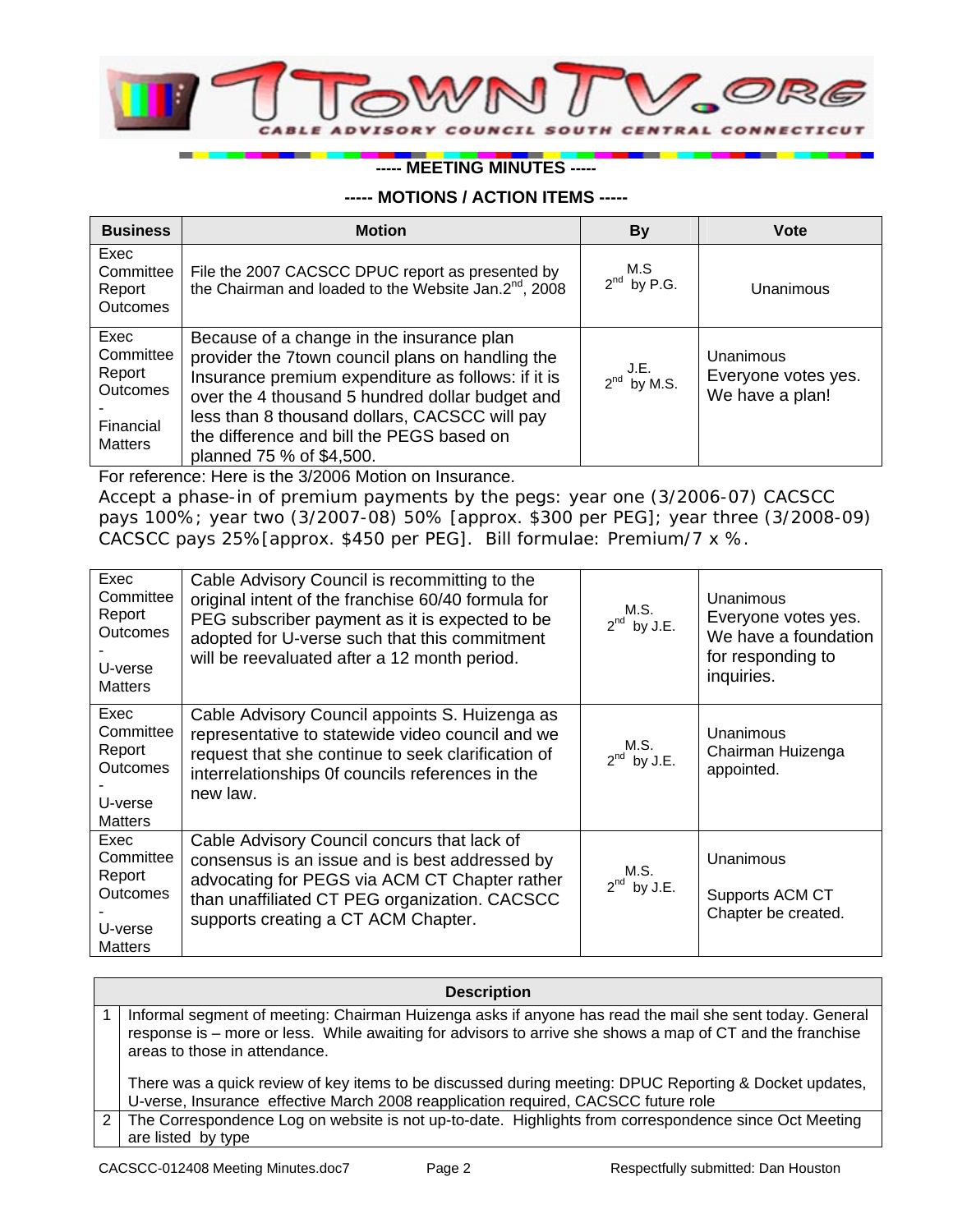**----- MEETING MINUTES -----**

**----- MOTIONS / ACTION ITEMS -----**

| Business | Motion | By | Vote |
|---|---|---|---|
| Exec Committee Report Outcomes | File the 2007 CACSCC DPUC report as presented by the Chairman and loaded to the Website Jan.2nd, 2008 | M.S 2nd by P.G. | Unanimous |
| Exec Committee Report Outcomes - Financial Matters | Because of a change in the insurance plan provider the 7town council plans on handling the Insurance premium expenditure as follows: if it is over the 4 thousand 5 hundred dollar budget and less than 8 thousand dollars, CACSCC will pay the difference and bill the PEGS based on planned 75 % of $4,500. | J.E. 2nd by M.S. | Unanimous Everyone votes yes. We have a plan! |

For reference: Here is the 3/2006 Motion on Insurance.

Accept a phase-in of premium payments by the pegs: year one (3/2006-07) CACSCC pays 100%; year two (3/2007-08) 50% [approx. $300 per PEG]; year three (3/2008-09) CACSCC pays 25%[approx. $450 per PEG]. Bill formulae: Premium/7 x %.

| Business | Motion | By | Vote |
|---|---|---|---|
| Exec Committee Report Outcomes - U-verse Matters | Cable Advisory Council is recommitting to the original intent of the franchise 60/40 formula for PEG subscriber payment as it is expected to be adopted for U-verse such that this commitment will be reevaluated after a 12 month period. | M.S. 2nd by J.E. | Unanimous Everyone votes yes. We have a foundation for responding to inquiries. |
| Exec Committee Report Outcomes - U-verse Matters | Cable Advisory Council appoints S. Huizenga as representative to statewide video council and we request that she continue to seek clarification of interrelationships 0f councils references in the new law. | M.S. 2nd by J.E. | Unanimous Chairman Huizenga appointed. |
| Exec Committee Report Outcomes - U-verse Matters | Cable Advisory Council concurs that lack of consensus is an issue and is best addressed by advocating for PEGS via ACM CT Chapter rather than unaffiliated CT PEG organization. CACSCC supports creating a CT ACM Chapter. | M.S. 2nd by J.E. | Unanimous<br><br>Supports ACM CT Chapter be created. |

| | Description |
|---|---|
| 1 | Informal segment of meeting: Chairman Huizenga asks if anyone has read the mail she sent today. General response is – more or less. While awaiting for advisors to arrive she shows a map of CT and the franchise areas to those in attendance.<br><br>There was a quick review of key items to be discussed during meeting: DPUC Reporting & Docket updates, U-verse, Insurance effective March 2008 reapplication required, CACSCC future role |
| 2 | The Correspondence Log on website is not up-to-date. Highlights from correspondence since Oct Meeting are listed by type |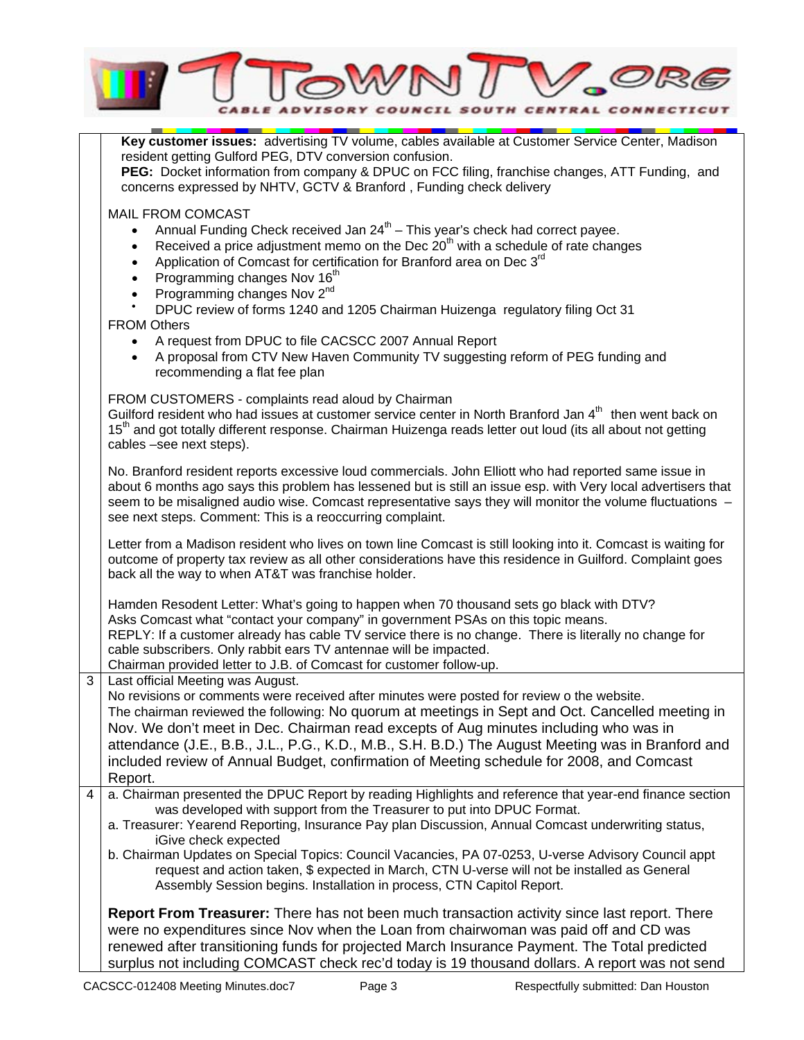| | |
|---|---|
| | **Key customer issues:** advertising TV volume, cables available at Customer Service Center, Madison resident getting Gulford PEG, DTV conversion confusion.<br>**PEG:** Docket information from company & DPUC on FCC filing, franchise changes, ATT Funding, and concerns expressed by NHTV, GCTV & Branford , Funding check delivery<br><br>MAIL FROM COMCAST<br>• Annual Funding Check received Jan 24th – This year's check had correct payee.<br>• Received a price adjustment memo on the Dec 20th with a schedule of rate changes<br>• Application of Comcast for certification for Branford area on Dec 3rd<br>• Programming changes Nov 16th<br>• Programming changes Nov 2nd<br>• DPUC review of forms 1240 and 1205 Chairman Huizenga regulatory filing Oct 31<br>FROM Others<br>• A request from DPUC to file CACSCC 2007 Annual Report<br>• A proposal from CTV New Haven Community TV suggesting reform of PEG funding and recommending a flat fee plan<br><br>FROM CUSTOMERS - complaints read aloud by Chairman<br>Guilford resident who had issues at customer service center in North Branford Jan 4th then went back on 15th and got totally different response. Chairman Huizenga reads letter out loud (its all about not getting cables –see next steps).<br><br>No. Branford resident reports excessive loud commercials. John Elliott who had reported same issue in about 6 months ago says this problem has lessened but is still an issue esp. with Very local advertisers that seem to be misaligned audio wise. Comcast representative says they will monitor the volume fluctuations – see next steps. Comment: This is a reoccurring complaint.<br><br>Letter from a Madison resident who lives on town line Comcast is still looking into it. Comcast is waiting for outcome of property tax review as all other considerations have this residence in Guilford. Complaint goes back all the way to when AT&T was franchise holder.<br><br>Hamden Resodent Letter: What's going to happen when 70 thousand sets go black with DTV?<br>Asks Comcast what "contact your company" in government PSAs on this topic means.<br>REPLY: If a customer already has cable TV service there is no change. There is literally no change for cable subscribers. Only rabbit ears TV antennae will be impacted.<br>Chairman provided letter to J.B. of Comcast for customer follow-up. |
| 3 | Last official Meeting was August.<br>No revisions or comments were received after minutes were posted for review o the website.<br>The chairman reviewed the following: No quorum at meetings in Sept and Oct. Cancelled meeting in Nov. We don't meet in Dec. Chairman read excepts of Aug minutes including who was in attendance (J.E., B.B., J.L., P.G., K.D., M.B., S.H. B.D.) The August Meeting was in Branford and included review of Annual Budget, confirmation of Meeting schedule for 2008, and Comcast Report. |
| 4 | a. Chairman presented the DPUC Report by reading Highlights and reference that year-end finance section was developed with support from the Treasurer to put into DPUC Format.<br>a. Treasurer: Yearend Reporting, Insurance Pay plan Discussion, Annual Comcast underwriting status, iGive check expected<br>b. Chairman Updates on Special Topics: Council Vacancies, PA 07-0253, U-verse Advisory Council appt request and action taken, $ expected in March, CTN U-verse will not be installed as General Assembly Session begins. Installation in process, CTN Capitol Report.<br><br>**Report From Treasurer:** There has not been much transaction activity since last report. There were no expenditures since Nov when the Loan from chairwoman was paid off and CD was renewed after transitioning funds for projected March Insurance Payment. The Total predicted surplus not including COMCAST check rec'd today is 19 thousand dollars. A report was not send |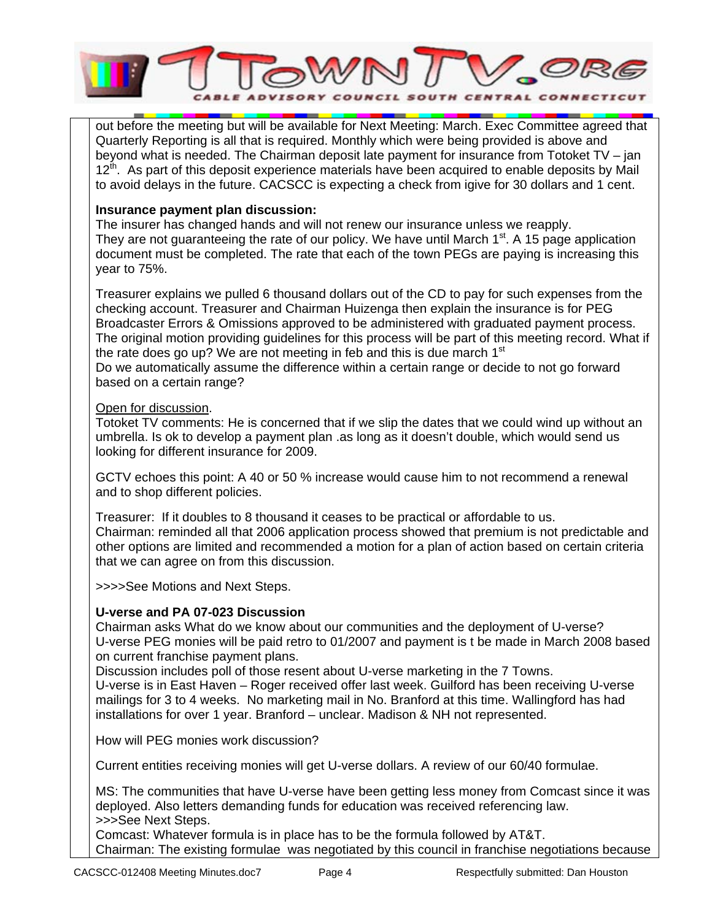out before the meeting but will be available for Next Meeting: March. Exec Committee agreed that Quarterly Reporting is all that is required. Monthly which were being provided is above and beyond what is needed. The Chairman deposit late payment for insurance from Totoket TV – jan 12th. As part of this deposit experience materials have been acquired to enable deposits by Mail to avoid delays in the future. CACSCC is expecting a check from igive for 30 dollars and 1 cent.

**Insurance payment plan discussion:**
The insurer has changed hands and will not renew our insurance unless we reapply.
They are not guaranteeing the rate of our policy. We have until March 1st. A 15 page application document must be completed. The rate that each of the town PEGs are paying is increasing this year to 75%.

Treasurer explains we pulled 6 thousand dollars out of the CD to pay for such expenses from the checking account. Treasurer and Chairman Huizenga then explain the insurance is for PEG Broadcaster Errors & Omissions approved to be administered with graduated payment process. The original motion providing guidelines for this process will be part of this meeting record. What if the rate does go up? We are not meeting in feb and this is due march 1st
Do we automatically assume the difference within a certain range or decide to not go forward based on a certain range?

Open for discussion.
Totoket TV comments: He is concerned that if we slip the dates that we could wind up without an umbrella. Is ok to develop a payment plan .as long as it doesn't double, which would send us looking for different insurance for 2009.

GCTV echoes this point: A 40 or 50 % increase would cause him to not recommend a renewal and to shop different policies.

Treasurer: If it doubles to 8 thousand it ceases to be practical or affordable to us.
Chairman: reminded all that 2006 application process showed that premium is not predictable and other options are limited and recommended a motion for a plan of action based on certain criteria that we can agree on from this discussion.

>>>>See Motions and Next Steps.

**U-verse and PA 07-023 Discussion**
Chairman asks What do we know about our communities and the deployment of U-verse?
U-verse PEG monies will be paid retro to 01/2007 and payment is t be made in March 2008 based on current franchise payment plans.
Discussion includes poll of those resent about U-verse marketing in the 7 Towns.
U-verse is in East Haven – Roger received offer last week. Guilford has been receiving U-verse mailings for 3 to 4 weeks. No marketing mail in No. Branford at this time. Wallingford has had installations for over 1 year. Branford – unclear. Madison & NH not represented.

How will PEG monies work discussion?

Current entities receiving monies will get U-verse dollars. A review of our 60/40 formulae.

MS: The communities that have U-verse have been getting less money from Comcast since it was deployed. Also letters demanding funds for education was received referencing law.
>>>See Next Steps.
Comcast: Whatever formula is in place has to be the formula followed by AT&T.
Chairman: The existing formulae was negotiated by this council in franchise negotiations because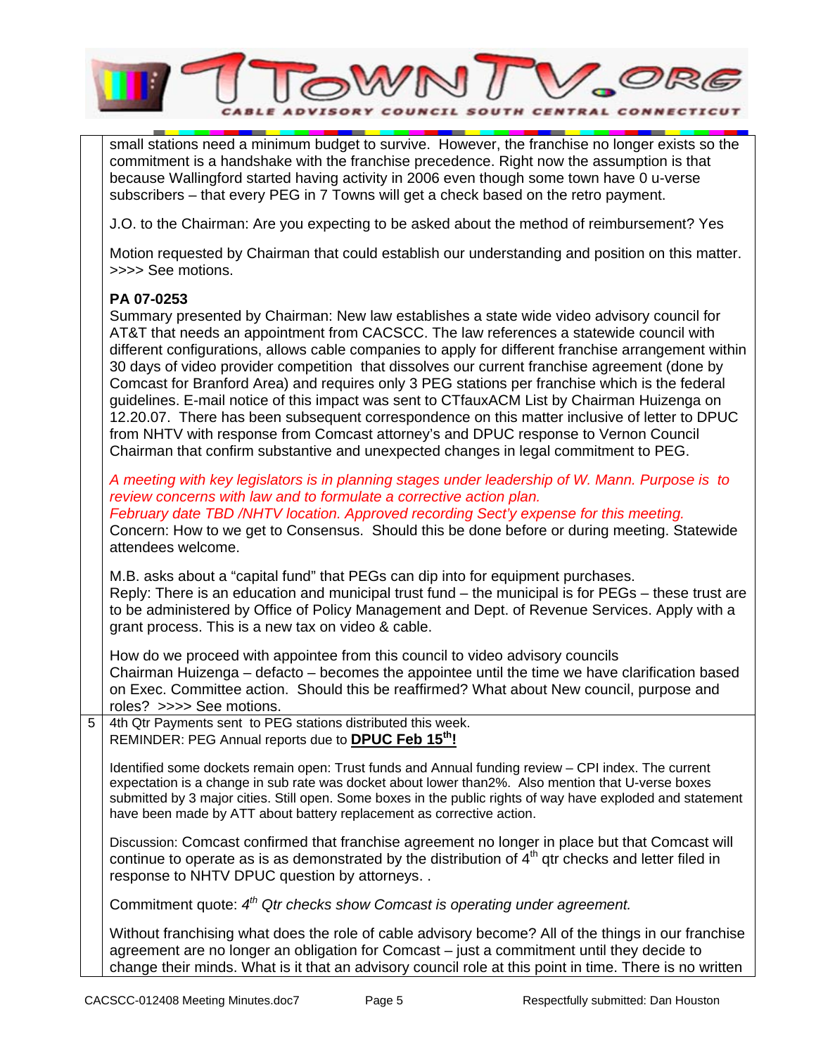small stations need a minimum budget to survive. However, the franchise no longer exists so the commitment is a handshake with the franchise precedence. Right now the assumption is that because Wallingford started having activity in 2006 even though some town have 0 u-verse subscribers – that every PEG in 7 Towns will get a check based on the retro payment.

J.O. to the Chairman: Are you expecting to be asked about the method of reimbursement? Yes

Motion requested by Chairman that could establish our understanding and position on this matter. >>>> See motions.

**PA 07-0253**
Summary presented by Chairman: New law establishes a state wide video advisory council for AT&T that needs an appointment from CACSCC. The law references a statewide council with different configurations, allows cable companies to apply for different franchise arrangement within 30 days of video provider competition that dissolves our current franchise agreement (done by Comcast for Branford Area) and requires only 3 PEG stations per franchise which is the federal guidelines. E-mail notice of this impact was sent to CTfauxACM List by Chairman Huizenga on 12.20.07. There has been subsequent correspondence on this matter inclusive of letter to DPUC from NHTV with response from Comcast attorney's and DPUC response to Vernon Council Chairman that confirm substantive and unexpected changes in legal commitment to PEG.

*A meeting with key legislators is in planning stages under leadership of W. Mann. Purpose is to review concerns with law and to formulate a corrective action plan.*
*February date TBD /NHTV location. Approved recording Sect'y expense for this meeting.*
Concern: How to we get to Consensus. Should this be done before or during meeting. Statewide attendees welcome.

M.B. asks about a "capital fund" that PEGs can dip into for equipment purchases.
Reply: There is an education and municipal trust fund – the municipal is for PEGs – these trust are to be administered by Office of Policy Management and Dept. of Revenue Services. Apply with a grant process. This is a new tax on video & cable.

How do we proceed with appointee from this council to video advisory councils
Chairman Huizenga – defacto – becomes the appointee until the time we have clarification based on Exec. Committee action. Should this be reaffirmed? What about New council, purpose and roles? >>>> See motions.

5 4th Qtr Payments sent to PEG stations distributed this week.
REMINDER: PEG Annual reports due to **DPUC Feb 15th!**

Identified some dockets remain open: Trust funds and Annual funding review – CPI index. The current expectation is a change in sub rate was docket about lower than2%. Also mention that U-verse boxes submitted by 3 major cities. Still open. Some boxes in the public rights of way have exploded and statement have been made by ATT about battery replacement as corrective action.

Discussion: Comcast confirmed that franchise agreement no longer in place but that Comcast will continue to operate as is as demonstrated by the distribution of 4th qtr checks and letter filed in response to NHTV DPUC question by attorneys. .

Commitment quote: *4th Qtr checks show Comcast is operating under agreement.*

Without franchising what does the role of cable advisory become? All of the things in our franchise agreement are no longer an obligation for Comcast – just a commitment until they decide to change their minds. What is it that an advisory council role at this point in time. There is no written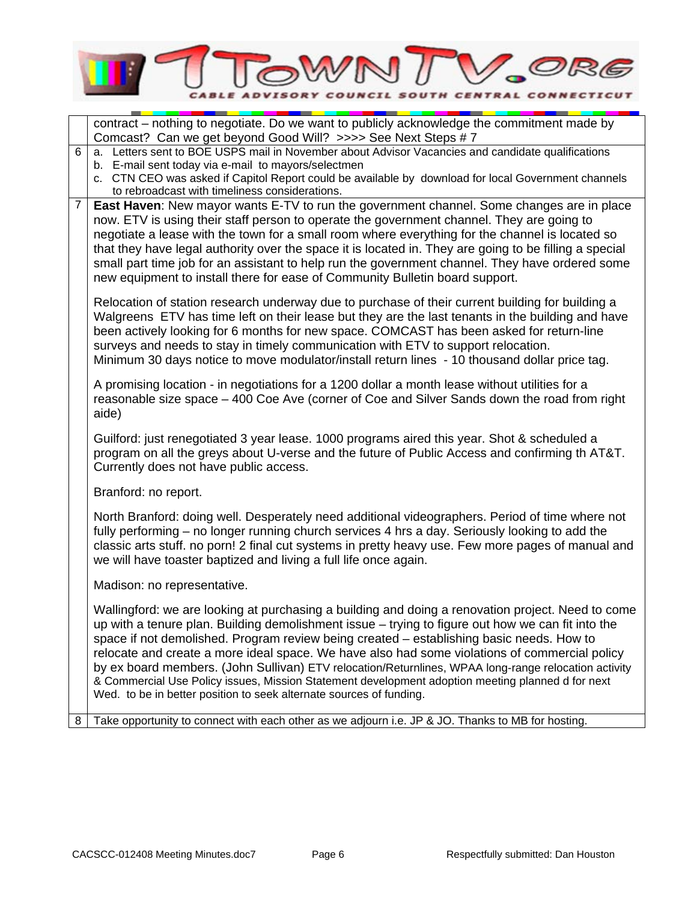| | |
|---|---|
| | contract – nothing to negotiate. Do we want to publicly acknowledge the commitment made by Comcast? Can we get beyond Good Will? >>>> See Next Steps # 7 |
| 6 | a. Letters sent to BOE USPS mail in November about Advisor Vacancies and candidate qualifications<br>b. E-mail sent today via e-mail to mayors/selectmen<br>c. CTN CEO was asked if Capitol Report could be available by download for local Government channels to rebroadcast with timeliness considerations. |
| 7 | **East Haven**: New mayor wants E-TV to run the government channel. Some changes are in place now. ETV is using their staff person to operate the government channel. They are going to negotiate a lease with the town for a small room where everything for the channel is located so that they have legal authority over the space it is located in. They are going to be filling a special small part time job for an assistant to help run the government channel. They have ordered some new equipment to install there for ease of Community Bulletin board support.<br><br>Relocation of station research underway due to purchase of their current building for building a Walgreens ETV has time left on their lease but they are the last tenants in the building and have been actively looking for 6 months for new space. COMCAST has been asked for return-line surveys and needs to stay in timely communication with ETV to support relocation.<br>Minimum 30 days notice to move modulator/install return lines - 10 thousand dollar price tag.<br><br>A promising location - in negotiations for a 1200 dollar a month lease without utilities for a reasonable size space – 400 Coe Ave (corner of Coe and Silver Sands down the road from right aide)<br><br>Guilford: just renegotiated 3 year lease. 1000 programs aired this year. Shot & scheduled a program on all the greys about U-verse and the future of Public Access and confirming th AT&T. Currently does not have public access.<br><br>Branford: no report.<br><br>North Branford: doing well. Desperately need additional videographers. Period of time where not fully performing – no longer running church services 4 hrs a day. Seriously looking to add the classic arts stuff. no porn! 2 final cut systems in pretty heavy use. Few more pages of manual and we will have toaster baptized and living a full life once again.<br><br>Madison: no representative.<br><br>Wallingford: we are looking at purchasing a building and doing a renovation project. Need to come up with a tenure plan. Building demolishment issue – trying to figure out how we can fit into the space if not demolished. Program review being created – establishing basic needs. How to relocate and create a more ideal space. We have also had some violations of commercial policy by ex board members. (John Sullivan) ETV relocation/Returnlines, WPAA long-range relocation activity & Commercial Use Policy issues, Mission Statement development adoption meeting planned d for next Wed. to be in better position to seek alternate sources of funding. |
| 8 | Take opportunity to connect with each other as we adjourn i.e. JP & JO. Thanks to MB for hosting. |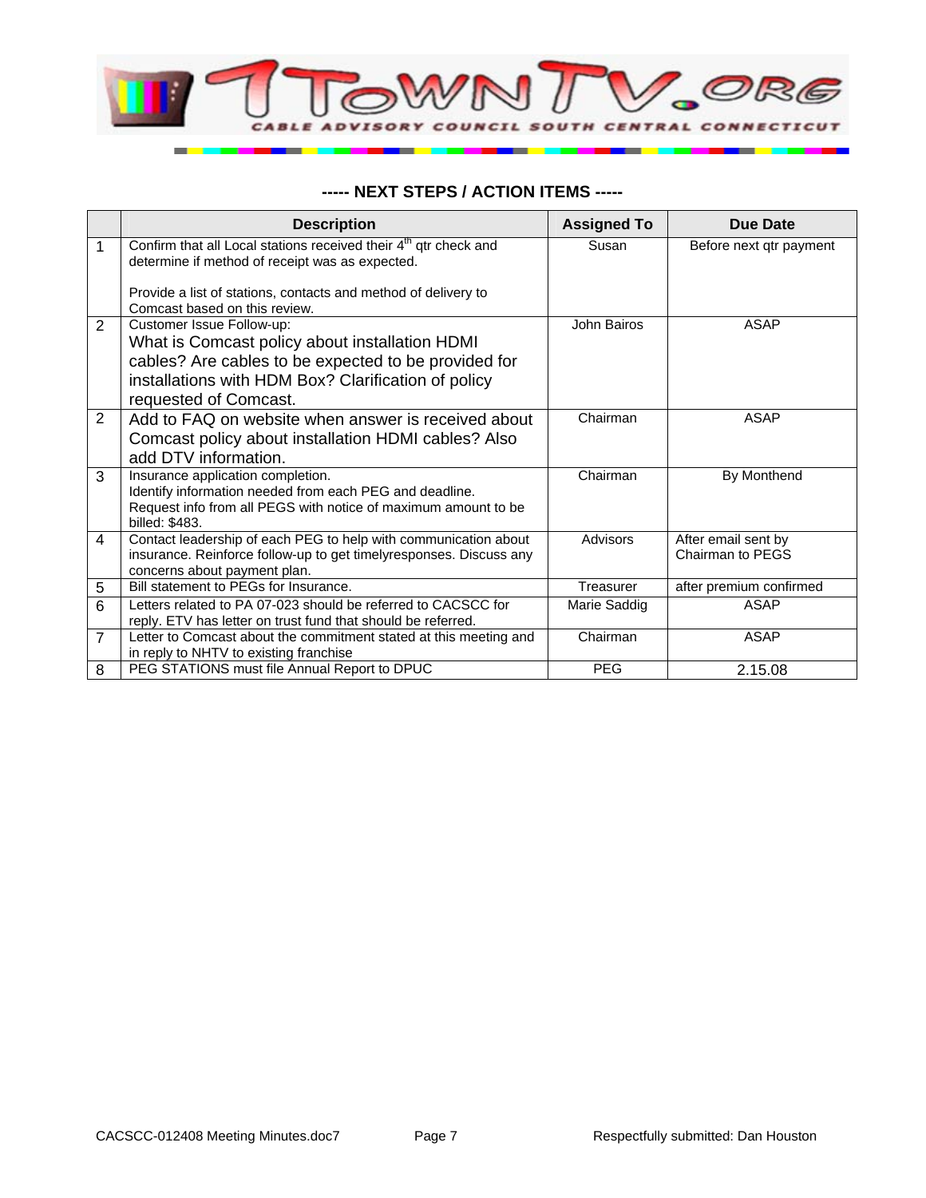**----- NEXT STEPS / ACTION ITEMS -----**

| | Description | Assigned To | Due Date |
|---|---|---|---|
| 1 | Confirm that all Local stations received their 4th qtr check and determine if method of receipt was as expected.<br><br>Provide a list of stations, contacts and method of delivery to Comcast based on this review. | Susan | Before next qtr payment |
| 2 | Customer Issue Follow-up:<br>What is Comcast policy about installation HDMI cables? Are cables to be expected to be provided for installations with HDM Box? Clarification of policy requested of Comcast. | John Bairos | ASAP |
| 2 | Add to FAQ on website when answer is received about Comcast policy about installation HDMI cables? Also add DTV information. | Chairman | ASAP |
| 3 | Insurance application completion.<br>Identify information needed from each PEG and deadline.<br>Request info from all PEGS with notice of maximum amount to be billed: $483. | Chairman | By Monthend |
| 4 | Contact leadership of each PEG to help with communication about insurance. Reinforce follow-up to get timelyresponses. Discuss any concerns about payment plan. | Advisors | After email sent by Chairman to PEGS |
| 5 | Bill statement to PEGs for Insurance. | Treasurer | after premium confirmed |
| 6 | Letters related to PA 07-023 should be referred to CACSCC for reply. ETV has letter on trust fund that should be referred. | Marie Saddig | ASAP |
| 7 | Letter to Comcast about the commitment stated at this meeting and in reply to NHTV to existing franchise | Chairman | ASAP |
| 8 | PEG STATIONS must file Annual Report to DPUC | PEG | 2.15.08 |